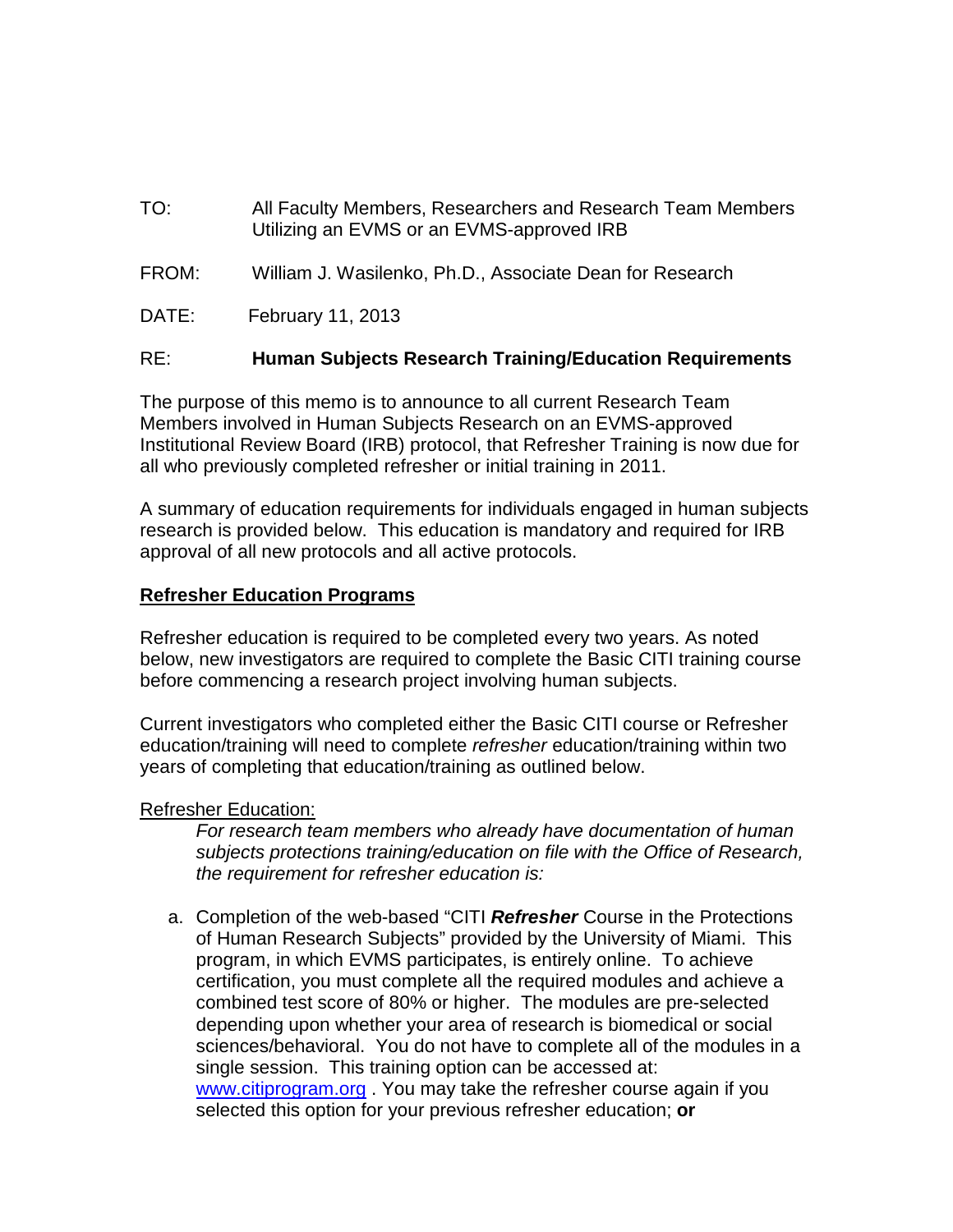TO: All Faculty Members, Researchers and Research Team Members Utilizing an EVMS or an EVMS-approved IRB

FROM: William J. Wasilenko, Ph.D., Associate Dean for Research

DATE: February 11, 2013

RE: **Human Subjects Research Training/Education Requirements**

The purpose of this memo is to announce to all current Research Team Members involved in Human Subjects Research on an EVMS-approved Institutional Review Board (IRB) protocol, that Refresher Training is now due for all who previously completed refresher or initial training in 2011.

A summary of education requirements for individuals engaged in human subjects research is provided below. This education is mandatory and required for IRB approval of all new protocols and all active protocols.

**<u>Refresher Education Programs</u>**

Refresher education is required to be completed every two years. As noted below, new investigators are required to complete the Basic CITI training course before commencing a research project involving human subjects.

Current investigators who completed either the Basic CITI course or Refresher education/training will need to complete *refresher* education/training within two years of completing that education/training as outlined below.

<u>Refresher Education:</u>

*For research team members who already have documentation of human subjects protections training/education on file with the Office of Research, the requirement for refresher education is:*

a. Completion of the web-based "CITI ***Refresher*** Course in the Protections of Human Research Subjects" provided by the University of Miami. This program, in which EVMS participates, is entirely online. To achieve certification, you must complete all the required modules and achieve a combined test score of 80% or higher. The modules are pre-selected depending upon whether your area of research is biomedical or social sciences/behavioral. You do not have to complete all of the modules in a single session. This training option can be accessed at: [www.citiprogram.org](http://www.citiprogram.org) . You may take the refresher course again if you selected this option for your previous refresher education; **or**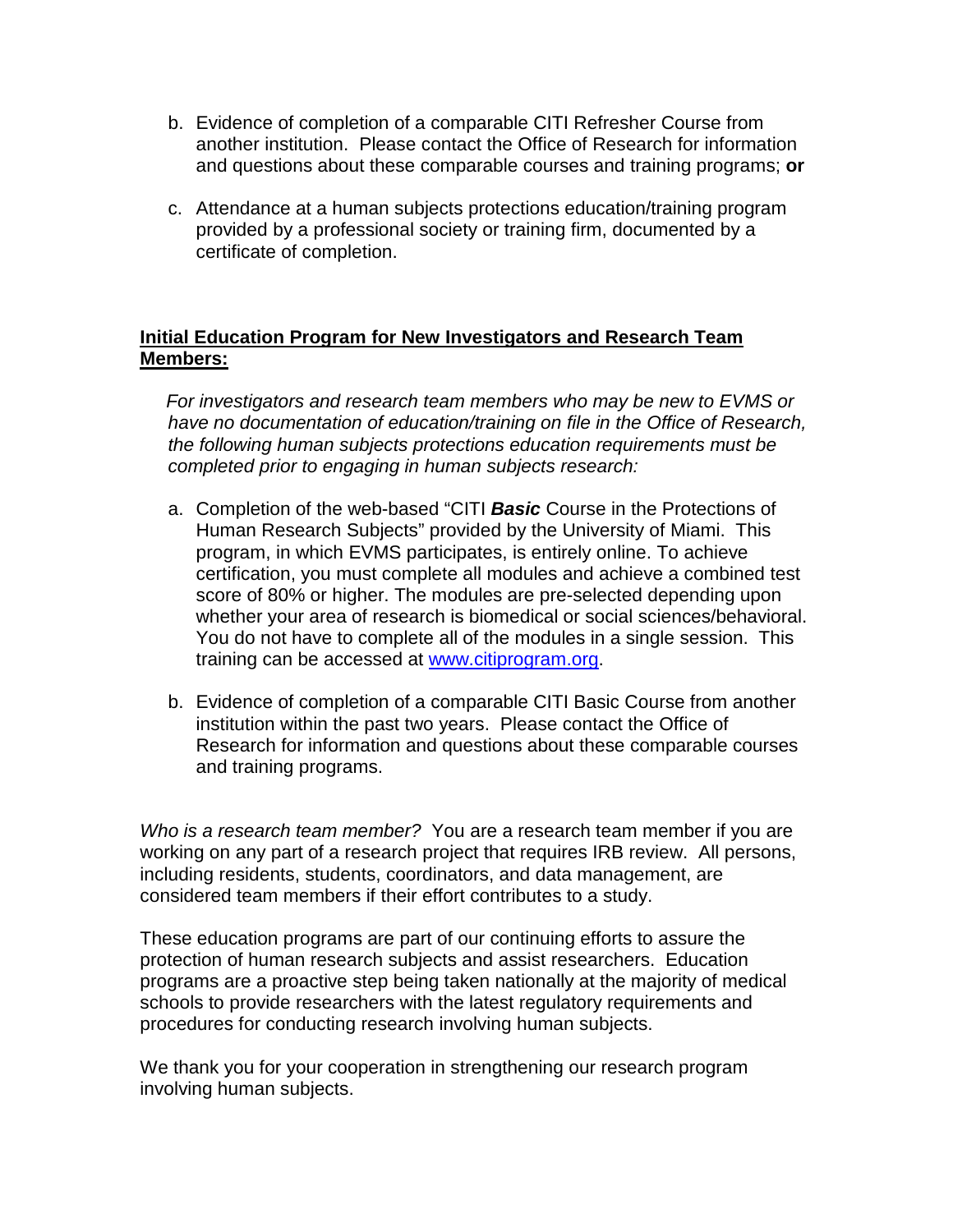b. Evidence of completion of a comparable CITI Refresher Course from another institution. Please contact the Office of Research for information and questions about these comparable courses and training programs; **or**

c. Attendance at a human subjects protections education/training program provided by a professional society or training firm, documented by a certificate of completion.

## Initial Education Program for New Investigators and Research Team Members:

*For investigators and research team members who may be new to EVMS or have no documentation of education/training on file in the Office of Research, the following human subjects protections education requirements must be completed prior to engaging in human subjects research:*

a. Completion of the web-based "CITI ***Basic*** Course in the Protections of Human Research Subjects" provided by the University of Miami. This program, in which EVMS participates, is entirely online. To achieve certification, you must complete all modules and achieve a combined test score of 80% or higher. The modules are pre-selected depending upon whether your area of research is biomedical or social sciences/behavioral. You do not have to complete all of the modules in a single session. This training can be accessed at [www.citiprogram.org](http://www.citiprogram.org).

b. Evidence of completion of a comparable CITI Basic Course from another institution within the past two years. Please contact the Office of Research for information and questions about these comparable courses and training programs.

*Who is a research team member?* You are a research team member if you are working on any part of a research project that requires IRB review. All persons, including residents, students, coordinators, and data management, are considered team members if their effort contributes to a study.

These education programs are part of our continuing efforts to assure the protection of human research subjects and assist researchers. Education programs are a proactive step being taken nationally at the majority of medical schools to provide researchers with the latest regulatory requirements and procedures for conducting research involving human subjects.

We thank you for your cooperation in strengthening our research program involving human subjects.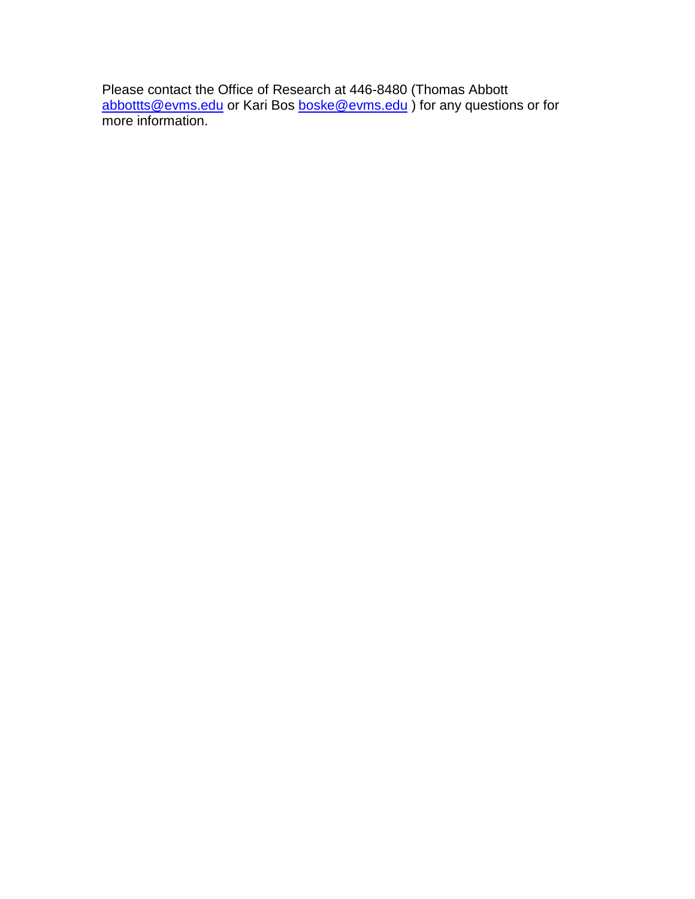Please contact the Office of Research at 446-8480 (Thomas Abbott abbottts@evms.edu or Kari Bos boske@evms.edu ) for any questions or for more information.